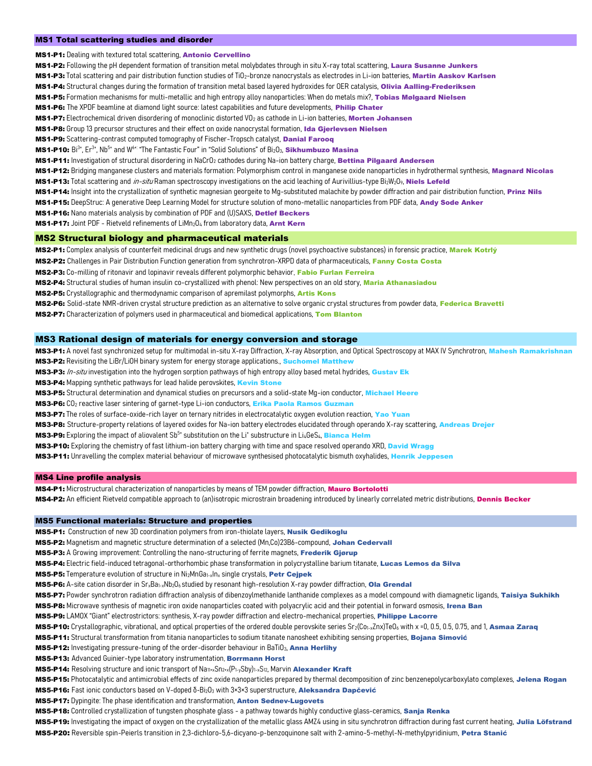## MS1 Total scattering studies and disorder

**MS1-P1:** Dealing with textured total scattering, **Antonio Cervellino**

**MS1-P2:** Following the pH dependent formation of transition metal molybdates through in situ X-ray total scattering, **Laura Susanne Junkers**

**MS1-P3:** Total scattering and pair distribution function studies of $TiO_2$-bronze nanocrystals as electrodes in Li-ion batteries, **Martin Aaskov Karlsen**

**MS1-P4:** Structural changes during the formation of transition metal based layered hydroxides for OER catalysis, **Olivia Aalling-Frederiksen**

**MS1-P5:** Formation mechanisms for multi-metallic and high entropy alloy nanoparticles: When do metals mix?, **Tobias Mølgaard Nielsen**

**MS1-P6:** The XPDF beamline at diamond light source: latest capabilities and future developments, **Philip Chater**

**MS1-P7:** Electrochemical driven disordering of monoclinic distorted $VO_2$ as cathode in Li-ion batteries, **Morten Johansen**

**MS1-P8:** Group 13 precursor structures and their effect on oxide nanocrystal formation, **Ida Gjerlevsen Nielsen**

**MS1-P9:** Scattering-contrast computed tomography of Fischer-Tropsch catalyst, **Danial Farooq**

**MS1-P10:** $Bi^{3+}$, $Er^{3+}$, $Nb^{5+}$ and $W^{6+}$: "The Fantastic Four" in "Solid Solutions" of $Bi_2O_3$, **Sikhumbuzo Masina**

**MS1-P11:** Investigation of structural disordering in $NaCrO_2$ cathodes during Na-ion battery charge, **Bettina Pilgaard Andersen**

**MS1-P12:** Bridging manganese clusters and materials formation: Polymorphism control in manganese oxide nanoparticles in hydrothermal synthesis, **Magnard Nicolas**

**MS1-P13:** Total scattering and *in-situ* Raman spectroscopy investigations on the acid leaching of Aurivillius-type $Bi_2W_2O_9$, **Niels Lefeld**

**MS1-P14:** Insight into the crystallization of synthetic magnesian georgeite to Mg-substituted malachite by powder diffraction and pair distribution function, **Prinz Nils**

**MS1-P15:** DeepStruc: A generative Deep Learning Model for structure solution of mono-metallic nanoparticles from PDF data, **Andy Sode Anker**

**MS1-P16:** Nano materials analysis by combination of PDF and (U)SAXS, **Detlef Beckers**

**MS1-P17:** Joint PDF - Rietveld refinements of $LiMn_2O_4$ from laboratory data, **Arnt Kern**

## MS2 Structural biology and pharmaceutical materials

**MS2-P1:** Complex analysis of counterfeit medicinal drugs and new synthetic drugs (novel psychoactive substances) in forensic practice, **Marek Kotrlý**

**MS2-P2:** Challenges in Pair Distribution Function generation from synchrotron-XRPD data of pharmaceuticals, **Fanny Costa Costa**

**MS2-P3:** Co-milling of ritonavir and lopinavir reveals different polymorphic behavior, **Fabio Furlan Ferreira**

**MS2-P4:** Structural studies of human insulin co-crystallized with phenol: New perspectives on an old story, **Maria Athanasiadou**

**MS2-P5:** Crystallographic and thermodynamic comparison of apremilast polymorphs, **Artis Kons**

**MS2-P6:** Solid-state NMR-driven crystal structure prediction as an alternative to solve organic crystal structures from powder data, **Federica Bravetti**

**MS2-P7:** Characterization of polymers used in pharmaceutical and biomedical applications, **Tom Blanton**

## MS3 Rational design of materials for energy conversion and storage

**MS3-P1:** A novel fast synchronized setup for multimodal in-situ X-ray Diffraction, X-ray Absorption, and Optical Spectroscopy at MAX IV Synchrotron, **Mahesh Ramakrishnan**

**MS3-P2:** Revisiting the LiBr/LiOH binary system for energy storage applications., **Suchomel Matthew**

**MS3-P3:** *In-situ* investigation into the hydrogen sorption pathways of high entropy alloy based metal hydrides, **Gustav Ek**

**MS3-P4:** Mapping synthetic pathways for lead halide perovskites, **Kevin Stone**

**MS3-P5:** Structural determination and dynamical studies on precursors and a solid-state Mg-ion conductor, **Michael Heere**

**MS3-P6:** $CO_2$ reactive laser sintering of garnet-type Li-ion conductors, **Erika Paola Ramos Guzman**

**MS3-P7:** The roles of surface-oxide-rich layer on ternary nitrides in electrocatalytic oxygen evolution reaction, **Yao Yuan**

**MS3-P8:** Structure-property relations of layered oxides for Na-ion battery electrodes elucidated through operando X-ray scattering, **Andreas Drejer**

**MS3-P9:** Exploring the impact of aliovalent $Sb^{5+}$ substitution on the $Li^{+}$ substructure in $Li_4GeS_4$, **Bianca Helm**

**MS3-P10:** Exploring the chemistry of fast lithium-ion battery charging with time and space resolved operando XRD, **David Wragg**

**MS3-P11:** Unravelling the complex material behaviour of microwave synthesised photocatalytic bismuth oxyhalides, **Henrik Jeppesen**

## MS4 Line profile analysis

**MS4-P1:** Microstructural characterization of nanoparticles by means of TEM powder diffraction, **Mauro Bortolotti**

**MS4-P2:** An efficient Rietveld compatible approach to (an)isotropic microstrain broadening introduced by linearly correlated metric distributions, **Dennis Becker**

## MS5 Functional materials: Structure and properties

**MS5-P1:** Construction of new 3D coordination polymers from iron-thiolate layers, **Nusik Gedikoglu**

**MS5-P2:** Magnetism and magnetic structure determination of a selected (Mn,Co)23B6-compound, **Johan Cedervall**

**MS5-P3:** A Growing improvement: Controlling the nano-structuring of ferrite magnets, **Frederik Gjørup**

**MS5-P4:** Electric field-induced tetragonal-orthorhombic phase transformation in polycrystalline barium titanate, **Lucas Lemos da Silva**

**MS5-P5:** Temperature evolution of structure in $Ni_2MnGa_{1-x}In_x$ single crystals, **Petr Cejpek**

**MS5-P6:** A-site cation disorder in $Sr_xBa_{1-x}Nb_2O_6$ studied by resonant high-resolution X-ray powder diffraction, **Ola Grendal**

**MS5-P7:** Powder synchrotron radiation diffraction analysis of dibenzoylmethanide lanthanide complexes as a model compound with diamagnetic ligands, **Taisiya Sukhikh**

**MS5-P8:** Microwave synthesis of magnetic iron oxide nanoparticles coated with polyacrylic acid and their potential in forward osmosis, **Irena Ban**

**MS5-P9:** LAMOX "Giant" electrostrictors: synthesis, X-ray powder diffraction and electro-mechanical properties, **Philippe Lacorre**

**MS5-P10:** Crystallographic, vibrational, and optical properties of the ordered double perovskite series $Sr_2(Co_{1-x}Znx)TeO_6$ with x =0, 0.5, 0.5, 0.75, and 1, **Asmaa Zaraq**

**MS5-P11:** Structural transformation from titania nanoparticles to sodium titanate nanosheet exhibiting sensing properties, **Bojana Simović**

**MS5-P12:** Investigating pressure-tuning of the order-disorder behaviour in $BaTiO_3$, **Anna Herlihy**

**MS5-P13:** Advanced Guinier-type laboratory instrumentation, **Borrmann Horst**

**MS5-P14:** Resolving structure and ionic transport of $Na_{11+x}Sn_{2+x}(P_{1-y}Sby)_{1-x}S_{12}$, Marvin **Alexander Kraft**

**MS5-P15:** Photocatalytic and antimicrobial effects of zinc oxide nanoparticles prepared by thermal decomposition of zinc benzenepolycarboxylato complexes, **Jelena Rogan**

**MS5-P16:** Fast ionic conductors based on V-doped δ-$Bi_2O_3$ with 3×3×3 superstructure, **Aleksandra Dapčević**

**MS5-P17:** Dypingite: The phase identification and transformation, **Anton Sednev-Lugovets**

**MS5-P18:** Controlled crystallization of tungsten phosphate glass - a pathway towards highly conductive glass-ceramics, **Sanja Renka**

**MS5-P19:** Investigating the impact of oxygen on the crystallization of the metallic glass AMZ4 using in situ synchrotron diffraction during fast current heating, **Julia Löfstrand**

**MS5-P20:** Reversible spin-Peierls transition in 2,3-dichloro-5,6-dicyano-p-benzoquinone salt with 2-amino-5-methyl-N-methylpyridinium, **Petra Stanić**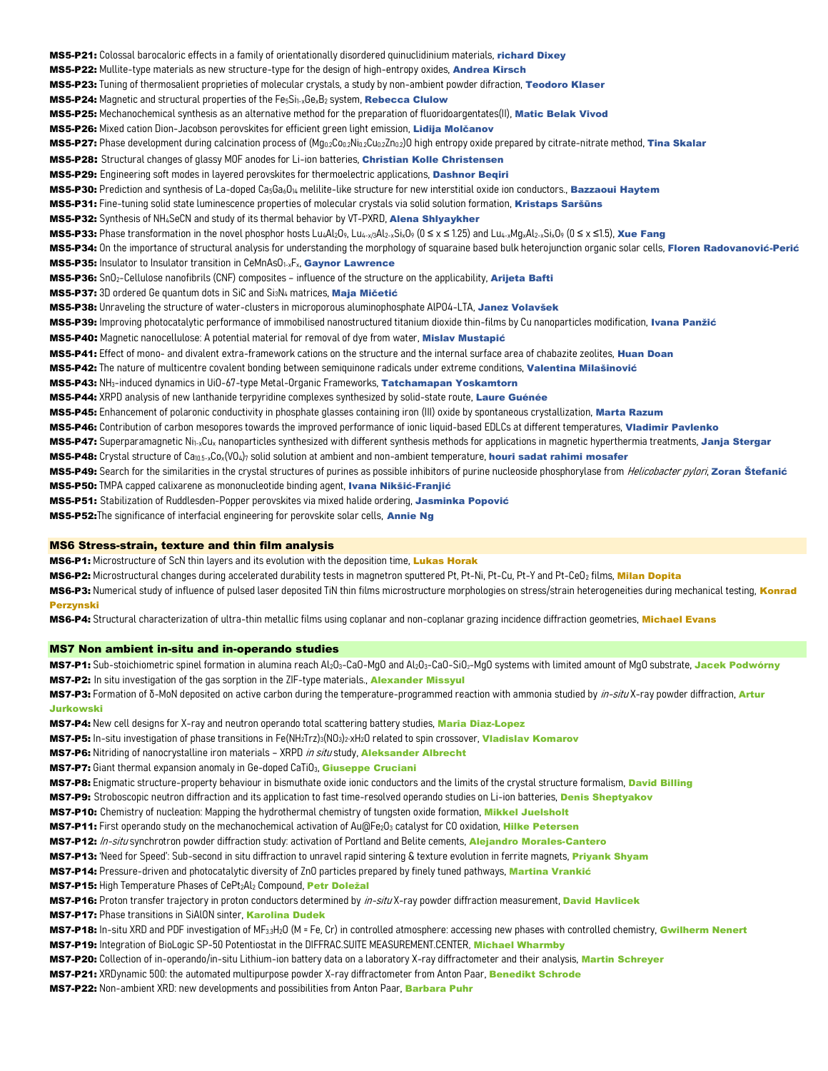**MS5-P21:** Colossal barocaloric effects in a family of orientationally disordered quinuclidinium materials, **richard Dixey**

**MS5-P22:** Mullite-type materials as new structure-type for the design of high-entropy oxides, **Andrea Kirsch**

**MS5-P23:** Tuning of thermosalient proprieties of molecular crystals, a study by non-ambient powder diffraction, **Teodoro Klaser**

**MS5-P24:** Magnetic and structural properties of the $Fe_5Si_{1-x}Ge_xB_2$ system, **Rebecca Clulow**

**MS5-P25:** Mechanochemical synthesis as an alternative method for the preparation of fluoridoargentates(II), **Matic Belak Vivod**

**MS5-P26:** Mixed cation Dion-Jacobson perovskites for efficient green light emission, **Lidija Molčanov**

**MS5-P27:** Phase development during calcination process of $(Mg_{0.2}Co_{0.2}Ni_{0.2}Cu_{0.2}Zn_{0.2})O$ high entropy oxide prepared by citrate-nitrate method, **Tina Skalar**

**MS5-P28:** Structural changes of glassy MOF anodes for Li-ion batteries, **Christian Kolle Christensen**

**MS5-P29:** Engineering soft modes in layered perovskites for thermoelectric applications, **Dashnor Beqiri**

**MS5-P30:** Prediction and synthesis of La-doped $Ca_3Ga_6O_{14}$ melilite-like structure for new interstitial oxide ion conductors., **Bazzaoui Haytem**

**MS5-P31:** Fine-tuning solid state luminescence properties of molecular crystals via solid solution formation, **Kristaps Saršūns**

**MS5-P32:** Synthesis of $NH_4SeCN$ and study of its thermal behavior by VT-PXRD, **Alena Shlyaykher**

**MS5-P33:** Phase transformation in the novel phosphor hosts $Lu_4Al_2O_9$, $Lu_{4-x/3}Al_{2-x}Si_xO_9$ ($0 \le x \le 1.25$) and $Lu_{4-x}Mg_xAl_{2-x}Si_xO_9$ ($0 \le x \le 1.5$), **Xue Fang**

**MS5-P34:** On the importance of structural analysis for understanding the morphology of squaraine based bulk heterojunction organic solar cells, **Floren Radovanović-Perić**

**MS5-P35:** Insulator to Insulator transition in $CeMnAsO_{1-x}F_x$, **Gaynor Lawrence**

**MS5-P36:** $SnO_2$-Cellulose nanofibrils (CNF) composites – influence of the structure on the applicability, **Arijeta Bafti**

**MS5-P37:** 3D ordered Ge quantum dots in SiC and $Si_3N_4$ matrices, **Maja Mičetić**

**MS5-P38:** Unraveling the structure of water-clusters in microporous aluminophosphate AlPO4-LTA, **Janez Volavšek**

**MS5-P39:** Improving photocatalytic performance of immobilised nanostructured titanium dioxide thin-films by Cu nanoparticles modification, **Ivana Panžić**

**MS5-P40:** Magnetic nanocellulose: A potential material for removal of dye from water, **Mislav Mustapić**

**MS5-P41:** Effect of mono- and divalent extra-framework cations on the structure and the internal surface area of chabazite zeolites, **Huan Doan**

**MS5-P42:** The nature of multicentre covalent bonding between semiquinone radicals under extreme conditions, **Valentina Milašinović**

**MS5-P43:** $NH_3$-induced dynamics in UiO-67-type Metal-Organic Frameworks, **Tatchamapan Yoskamtorn**

**MS5-P44:** XRPD analysis of new lanthanide terpyridine complexes synthesized by solid-state route, **Laure Guénée**

**MS5-P45:** Enhancement of polaronic conductivity in phosphate glasses containing iron (III) oxide by spontaneous crystallization, **Marta Razum**

**MS5-P46:** Contribution of carbon mesopores towards the improved performance of ionic liquid-based EDLCs at different temperatures, **Vladimir Pavlenko**

**MS5-P47:** Superparamagnetic $Ni_{1-x}Cu_x$ nanoparticles synthesized with different synthesis methods for applications in magnetic hyperthermia treatments, **Janja Stergar**

**MS5-P48:** Crystal structure of $Ca_{10.5-x}Co_x(VO_4)_7$ solid solution at ambient and non-ambient temperature, **houri sadat rahimi mosafer**

**MS5-P49:** Search for the similarities in the crystal structures of purines as possible inhibitors of purine nucleoside phosphorylase from *Helicobacter pylori*, **Zoran Štefanić**

**MS5-P50:** TMPA capped calixarene as mononucleotide binding agent, **Ivana Nikšić-Franjić**

**MS5-P51:** Stabilization of Ruddlesden-Popper perovskites via mixed halide ordering, **Jasminka Popović**

**MS5-P52:** The significance of interfacial engineering for perovskite solar cells, **Annie Ng**

## MS6 Stress-strain, texture and thin film analysis

**MS6-P1:** Microstructure of ScN thin layers and its evolution with the deposition time, **Lukas Horak**

**MS6-P2:** Microstructural changes during accelerated durability tests in magnetron sputtered Pt, Pt-Ni, Pt-Cu, Pt-Y and Pt-$CeO_2$ films, **Milan Dopita**

**MS6-P3:** Numerical study of influence of pulsed laser deposited TiN thin films microstructure morphologies on stress/strain heterogeneities during mechanical testing, **Konrad Perzynski**

**MS6-P4:** Structural characterization of ultra-thin metallic films using coplanar and non-coplanar grazing incidence diffraction geometries, **Michael Evans**

## MS7 Non ambient in-situ and in-operando studies

**MS7-P1:** Sub-stoichiometric spinel formation in alumina reach $Al_2O_3$-CaO-MgO and $Al_2O_3$-CaO-$SiO_2$-MgO systems with limited amount of MgO substrate, **Jacek Podwórny**

**MS7-P2:** In situ investigation of the gas sorption in the ZIF-type materials., **Alexander Missyul**

**MS7-P3:** Formation of δ-MoN deposited on active carbon during the temperature-programmed reaction with ammonia studied by *in-situ* X-ray powder diffraction, **Artur Jurkowski**

**MS7-P4:** New cell designs for X-ray and neutron operando total scattering battery studies, **Maria Diaz-Lopez**

**MS7-P5:** In-situ investigation of phase transitions in $Fe(NH_2Trz)_3(NO_3)_2 \cdot xH_2O$ related to spin crossover, **Vladislav Komarov**

**MS7-P6:** Nitriding of nanocrystalline iron materials – XRPD *in situ* study, **Aleksander Albrecht**

**MS7-P7:** Giant thermal expansion anomaly in Ge-doped $CaTiO_3$, **Giuseppe Cruciani**

**MS7-P8:** Enigmatic structure-property behaviour in bismuthate oxide ionic conductors and the limits of the crystal structure formalism, **David Billing**

**MS7-P9:** Stroboscopic neutron diffraction and its application to fast time-resolved operando studies on Li-ion batteries, **Denis Sheptyakov**

**MS7-P10:** Chemistry of nucleation: Mapping the hydrothermal chemistry of tungsten oxide formation, **Mikkel Juelsholt**

**MS7-P11:** First operando study on the mechanochemical activation of Au@$Fe_2O_3$ catalyst for CO oxidation, **Hilke Petersen**

**MS7-P12:** *In-situ* synchrotron powder diffraction study: activation of Portland and Belite cements, **Alejandro Morales-Cantero**

**MS7-P13:** 'Need for Speed': Sub-second in situ diffraction to unravel rapid sintering & texture evolution in ferrite magnets, **Priyank Shyam**

**MS7-P14:** Pressure-driven and photocatalytic diversity of ZnO particles prepared by finely tuned pathways, **Martina Vrankić**

**MS7-P15:** High Temperature Phases of $CePt_2Al_2$ Compound, **Petr Doležal**

**MS7-P16:** Proton transfer trajectory in proton conductors determined by *in-situ* X-ray powder diffraction measurement, **David Havlicek**

**MS7-P17:** Phase transitions in SiAlON sinter, **Karolina Dudek**

**MS7-P18:** In-situ XRD and PDF investigation of $MF_{3.3}H_2O$ (M = Fe, Cr) in controlled atmosphere: accessing new phases with controlled chemistry, **Gwilherm Nenert**

**MS7-P19:** Integration of BioLogic SP-50 Potentiostat in the DIFFRAC.SUITE MEASUREMENT.CENTER, **Michael Wharmby**

**MS7-P20:** Collection of in-operando/in-situ Lithium-ion battery data on a laboratory X-ray diffractometer and their analysis, **Martin Schreyer**

**MS7-P21:** XRDynamic 500: the automated multipurpose powder X-ray diffractometer from Anton Paar, **Benedikt Schrode**

**MS7-P22:** Non-ambient XRD: new developments and possibilities from Anton Paar, **Barbara Puhr**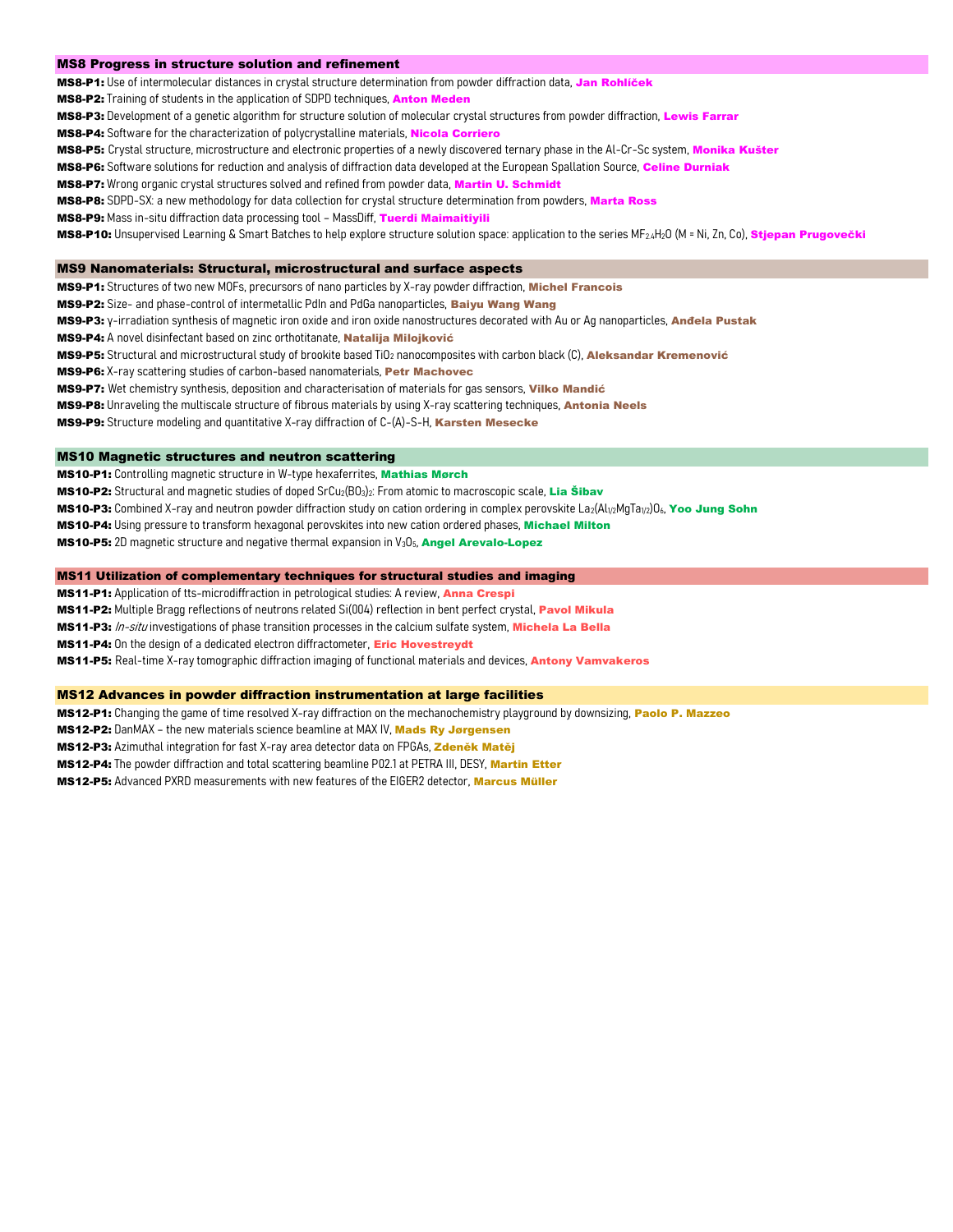## MS8 Progress in structure solution and refinement

**MS8-P1:** Use of intermolecular distances in crystal structure determination from powder diffraction data, **Jan Rohlíček**

**MS8-P2:** Training of students in the application of SDPD techniques, **Anton Meden**

**MS8-P3:** Development of a genetic algorithm for structure solution of molecular crystal structures from powder diffraction, **Lewis Farrar**

**MS8-P4:** Software for the characterization of polycrystalline materials, **Nicola Corriero**

**MS8-P5:** Crystal structure, microstructure and electronic properties of a newly discovered ternary phase in the Al-Cr-Sc system, **Monika Kušter**

**MS8-P6:** Software solutions for reduction and analysis of diffraction data developed at the European Spallation Source, **Celine Durniak**

**MS8-P7:** Wrong organic crystal structures solved and refined from powder data, **Martin U. Schmidt**

**MS8-P8:** SDPD-SX: a new methodology for data collection for crystal structure determination from powders, **Marta Ross**

**MS8-P9:** Mass in-situ diffraction data processing tool – MassDiff, **Tuerdi Maimaitiyili**

**MS8-P10:** Unsupervised Learning & Smart Batches to help explore structure solution space: application to the series $MF_2{\cdot}4H_2O$ (M = Ni, Zn, Co), **Stjepan Prugovečki**

## MS9 Nanomaterials: Structural, microstructural and surface aspects

**MS9-P1:** Structures of two new MOFs, precursors of nano particles by X-ray powder diffraction, **Michel Francois**

**MS9-P2:** Size- and phase-control of intermetallic PdIn and PdGa nanoparticles, **Baiyu Wang Wang**

**MS9-P3:** γ-irradiation synthesis of magnetic iron oxide and iron oxide nanostructures decorated with Au or Ag nanoparticles, **Anđela Pustak**

**MS9-P4:** A novel disinfectant based on zinc orthotitanate, **Natalija Milojković**

**MS9-P5:** Structural and microstructural study of brookite based $TiO_2$ nanocomposites with carbon black (C), **Aleksandar Kremenović**

**MS9-P6:** X-ray scattering studies of carbon-based nanomaterials, **Petr Machovec**

**MS9-P7:** Wet chemistry synthesis, deposition and characterisation of materials for gas sensors, **Vilko Mandić**

**MS9-P8:** Unraveling the multiscale structure of fibrous materials by using X-ray scattering techniques, **Antonia Neels**

**MS9-P9:** Structure modeling and quantitative X-ray diffraction of C-(A)-S-H, **Karsten Mesecke**

## MS10 Magnetic structures and neutron scattering

**MS10-P1:** Controlling magnetic structure in W-type hexaferrites, **Mathias Mørch**

**MS10-P2:** Structural and magnetic studies of doped $SrCu_2(BO_3)_2$: From atomic to macroscopic scale, **Lia Šibav**

**MS10-P3:** Combined X-ray and neutron powder diffraction study on cation ordering in complex perovskite $La_2(Al_{1/2}MgTa_{1/2})O_6$, **Yoo Jung Sohn**

**MS10-P4:** Using pressure to transform hexagonal perovskites into new cation ordered phases, **Michael Milton**

**MS10-P5:** 2D magnetic structure and negative thermal expansion in $V_3O_5$, **Angel Arevalo-Lopez**

## MS11 Utilization of complementary techniques for structural studies and imaging

**MS11-P1:** Application of tts-microdiffraction in petrological studies: A review, **Anna Crespi**

**MS11-P2:** Multiple Bragg reflections of neutrons related Si(004) reflection in bent perfect crystal, **Pavol Mikula**

**MS11-P3:** *In-situ* investigations of phase transition processes in the calcium sulfate system, **Michela La Bella**

**MS11-P4:** On the design of a dedicated electron diffractometer, **Eric Hovestreydt**

**MS11-P5:** Real-time X-ray tomographic diffraction imaging of functional materials and devices, **Antony Vamvakeros**

## MS12 Advances in powder diffraction instrumentation at large facilities

**MS12-P1:** Changing the game of time resolved X-ray diffraction on the mechanochemistry playground by downsizing, **Paolo P. Mazzeo**

**MS12-P2:** DanMAX – the new materials science beamline at MAX IV, **Mads Ry Jørgensen**

**MS12-P3:** Azimuthal integration for fast X-ray area detector data on FPGAs, **Zdeněk Matěj**

**MS12-P4:** The powder diffraction and total scattering beamline P02.1 at PETRA III, DESY, **Martin Etter**

**MS12-P5:** Advanced PXRD measurements with new features of the EIGER2 detector, **Marcus Müller**